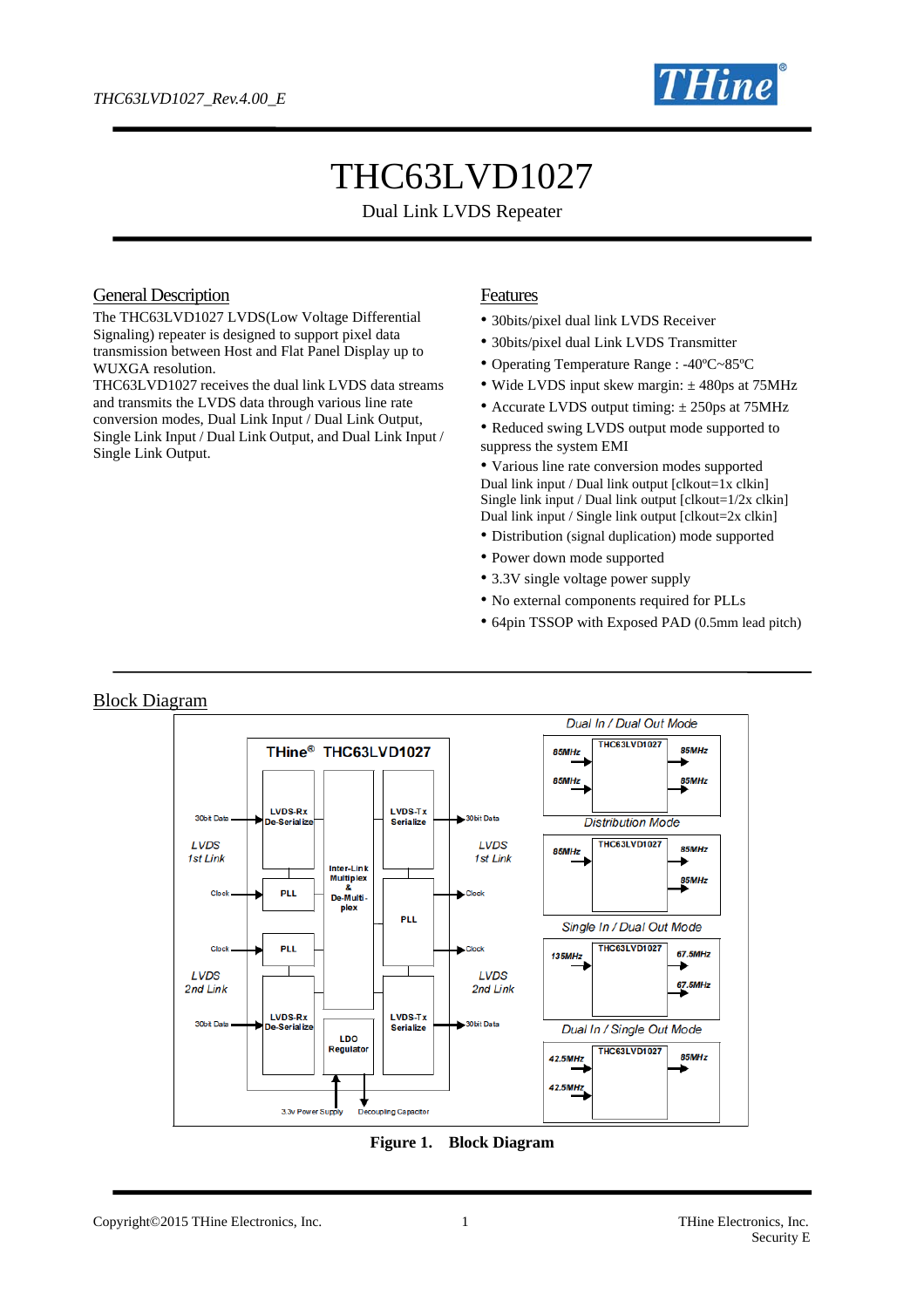# THC63LVD1027

Dual Link LVDS Repeater

## General Description

The THC63LVD1027 LVDS(Low Voltage Differential Signaling) repeater is designed to support pixel data transmission between Host and Flat Panel Display up to WUXGA resolution.
THC63LVD1027 receives the dual link LVDS data streams and transmits the LVDS data through various line rate conversion modes, Dual Link Input / Dual Link Output, Single Link Input / Dual Link Output, and Dual Link Input / Single Link Output.

## Features

- 30bits/pixel dual link LVDS Receiver
- 30bits/pixel dual Link LVDS Transmitter
- Operating Temperature Range : -40ºC~85ºC
- Wide LVDS input skew margin: ± 480ps at 75MHz
- Accurate LVDS output timing: ± 250ps at 75MHz
- Reduced swing LVDS output mode supported to suppress the system EMI
- Various line rate conversion modes supported
  Dual link input / Dual link output [clkout=1x clkin]
  Single link input / Dual link output [clkout=1/2x clkin]
  Dual link input / Single link output [clkout=2x clkin]
- Distribution (signal duplication) mode supported
- Power down mode supported
- 3.3V single voltage power supply
- No external components required for PLLs
- 64pin TSSOP with Exposed PAD (0.5mm lead pitch)

## Block Diagram

**Figure 1. Block Diagram**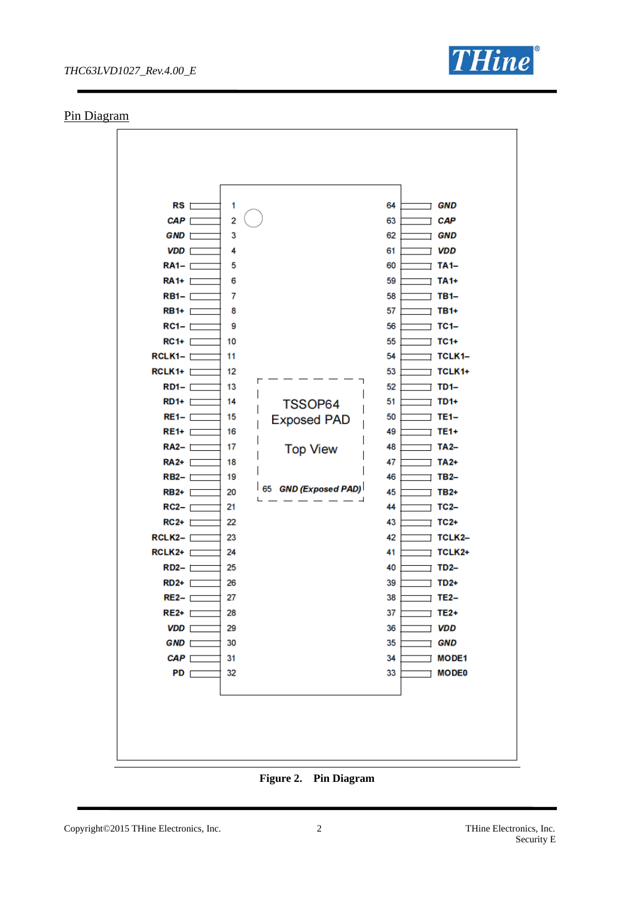## Pin Diagram

| Pin | Name | Pin | Name |
|---|---|---|---|
| 1 | RS | 64 | GND |
| 2 | CAP | 63 | CAP |
| 3 | GND | 62 | GND |
| 4 | VDD | 61 | VDD |
| 5 | RA1− | 60 | TA1− |
| 6 | RA1+ | 59 | TA1+ |
| 7 | RB1− | 58 | TB1− |
| 8 | RB1+ | 57 | TB1+ |
| 9 | RC1− | 56 | TC1− |
| 10 | RC1+ | 55 | TC1+ |
| 11 | RCLK1− | 54 | TCLK1− |
| 12 | RCLK1+ | 53 | TCLK1+ |
| 13 | RD1− | 52 | TD1− |
| 14 | RD1+ | 51 | TD1+ |
| 15 | RE1− | 50 | TE1− |
| 16 | RE1+ | 49 | TE1+ |
| 17 | RA2− | 48 | TA2− |
| 18 | RA2+ | 47 | TA2+ |
| 19 | RB2− | 46 | TB2− |
| 20 | RB2+ | 45 | TB2+ |
| 21 | RC2− | 44 | TC2− |
| 22 | RC2+ | 43 | TC2+ |
| 23 | RCLK2− | 42 | TCLK2− |
| 24 | RCLK2+ | 41 | TCLK2+ |
| 25 | RD2− | 40 | TD2− |
| 26 | RD2+ | 39 | TD2+ |
| 27 | RE2− | 38 | TE2− |
| 28 | RE2+ | 37 | TE2+ |
| 29 | VDD | 36 | VDD |
| 30 | GND | 35 | GND |
| 31 | CAP | 34 | MODE1 |
| 32 | PD | 33 | MODE0 |

TSSOP64 Exposed PAD

Top View

65 GND (Exposed PAD)

**Figure 2. Pin Diagram**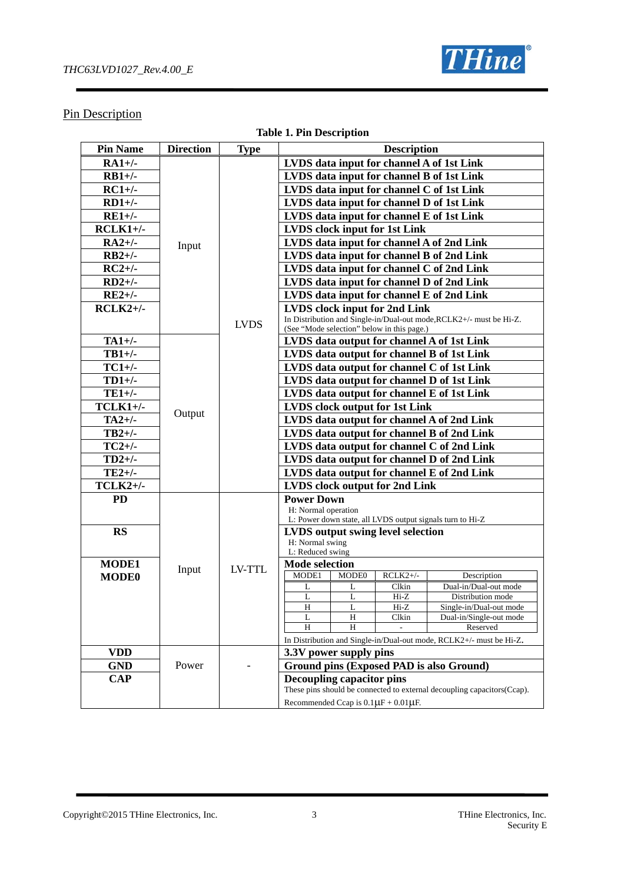## Pin Description

**Table 1. Pin Description**

| Pin Name | Direction | Type | Description |
|---|---|---|---|
| **RA1+/-** | Input | LVDS | **LVDS data input for channel A of 1st Link** |
| **RB1+/-** | | | **LVDS data input for channel B of 1st Link** |
| **RC1+/-** | | | **LVDS data input for channel C of 1st Link** |
| **RD1+/-** | | | **LVDS data input for channel D of 1st Link** |
| **RE1+/-** | | | **LVDS data input for channel E of 1st Link** |
| **RCLK1+/-** | | | **LVDS clock input for 1st Link** |
| **RA2+/-** | | | **LVDS data input for channel A of 2nd Link** |
| **RB2+/-** | | | **LVDS data input for channel B of 2nd Link** |
| **RC2+/-** | | | **LVDS data input for channel C of 2nd Link** |
| **RD2+/-** | | | **LVDS data input for channel D of 2nd Link** |
| **RE2+/-** | | | **LVDS data input for channel E of 2nd Link** |
| **RCLK2+/-** | | | **LVDS clock input for 2nd Link**<br>In Distribution and Single-in/Dual-out mode,RCLK2+/- must be Hi-Z.<br>(See "Mode selection" below in this page.) |
| **TA1+/-** | Output | | **LVDS data output for channel A of 1st Link** |
| **TB1+/-** | | | **LVDS data output for channel B of 1st Link** |
| **TC1+/-** | | | **LVDS data output for channel C of 1st Link** |
| **TD1+/-** | | | **LVDS data output for channel D of 1st Link** |
| **TE1+/-** | | | **LVDS data output for channel E of 1st Link** |
| **TCLK1+/-** | | | **LVDS clock output for 1st Link** |
| **TA2+/-** | | | **LVDS data output for channel A of 2nd Link** |
| **TB2+/-** | | | **LVDS data output for channel B of 2nd Link** |
| **TC2+/-** | | | **LVDS data output for channel C of 2nd Link** |
| **TD2+/-** | | | **LVDS data output for channel D of 2nd Link** |
| **TE2+/-** | | | **LVDS data output for channel E of 2nd Link** |
| **TCLK2+/-** | | | **LVDS clock output for 2nd Link** |
| **PD** | Input | LV-TTL | **Power Down**<br>H: Normal operation<br>L: Power down state, all LVDS output signals turn to Hi-Z |
| **RS** | | | **LVDS output swing level selection**<br>H: Normal swing<br>L: Reduced swing |
| **MODE1**<br>**MODE0** | | | **Mode selection** (see table below)<br>In Distribution and Single-in/Dual-out mode, RCLK2+/- must be Hi-Z. |
| **VDD** | Power | - | **3.3V power supply pins** |
| **GND** | | | **Ground pins (Exposed PAD is also Ground)** |
| **CAP** | | | **Decoupling capacitor pins**<br>These pins should be connected to external decoupling capacitors(Ccap).<br>Recommended Ccap is 0.1μF + 0.01μF. |

**Mode selection:**

| MODE1 | MODE0 | RCLK2+/- | Description |
|---|---|---|---|
| L | L | Clkin | Dual-in/Dual-out mode |
| L | L | Hi-Z | Distribution mode |
| H | L | Hi-Z | Single-in/Dual-out mode |
| L | H | Clkin | Dual-in/Single-out mode |
| H | H | - | Reserved |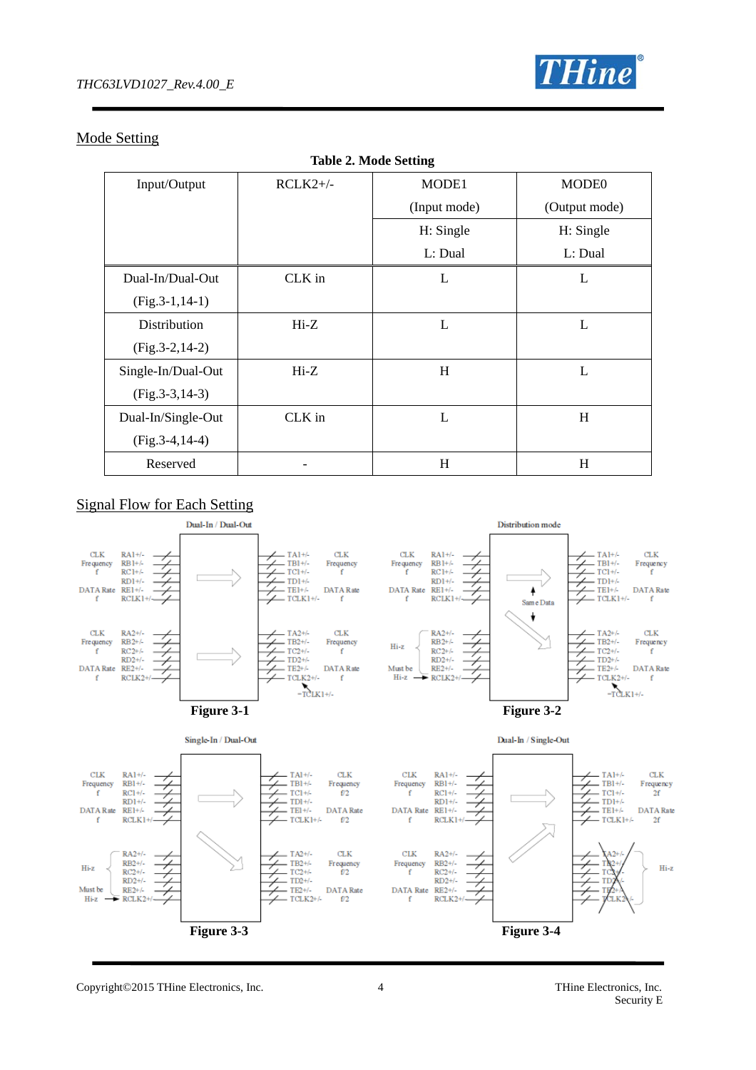## Mode Setting

**Table 2. Mode Setting**

| Input/Output | RCLK2+/- | MODE1 (Input mode) | MODE0 (Output mode) |
|---|---|---|---|
| | | H: Single L: Dual | H: Single L: Dual |
| Dual-In/Dual-Out (Fig.3-1,14-1) | CLK in | L | L |
| Distribution (Fig.3-2,14-2) | Hi-Z | L | L |
| Single-In/Dual-Out (Fig.3-3,14-3) | Hi-Z | H | L |
| Dual-In/Single-Out (Fig.3-4,14-4) | CLK in | L | H |
| Reserved | - | H | H |

## Signal Flow for Each Setting

Dual-In / Dual-Out

**Figure 3-1**

Distribution mode

**Figure 3-2**

Single-In / Dual-Out

**Figure 3-3**

Dual-In / Single-Out

**Figure 3-4**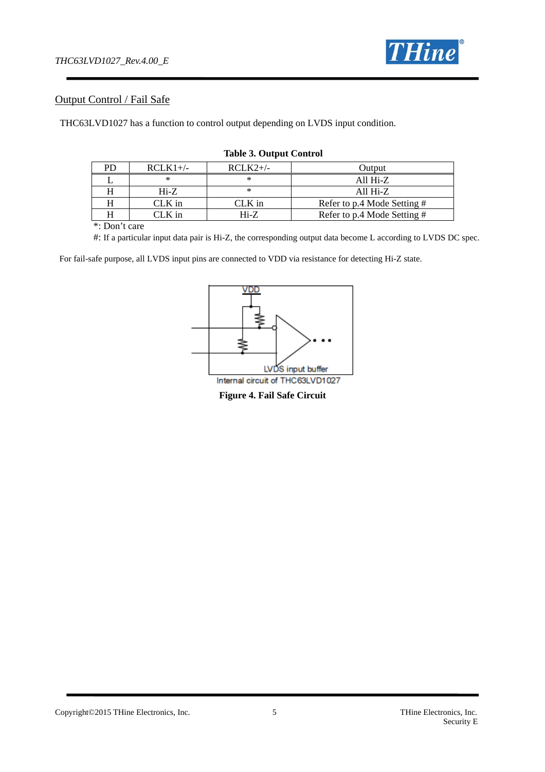## Output Control / Fail Safe

THC63LVD1027 has a function to control output depending on LVDS input condition.

**Table 3. Output Control**

| PD | RCLK1+/- | RCLK2+/- | Output |
|---|---|---|---|
| L | * | * | All Hi-Z |
| H | Hi-Z | * | All Hi-Z |
| H | CLK in | CLK in | Refer to p.4 Mode Setting # |
| H | CLK in | Hi-Z | Refer to p.4 Mode Setting # |

*: Don't care

#: If a particular input data pair is Hi-Z, the corresponding output data become L according to LVDS DC spec.

For fail-safe purpose, all LVDS input pins are connected to VDD via resistance for detecting Hi-Z state.

VDD

LVDS input buffer

Internal circuit of THC63LVD1027

**Figure 4. Fail Safe Circuit**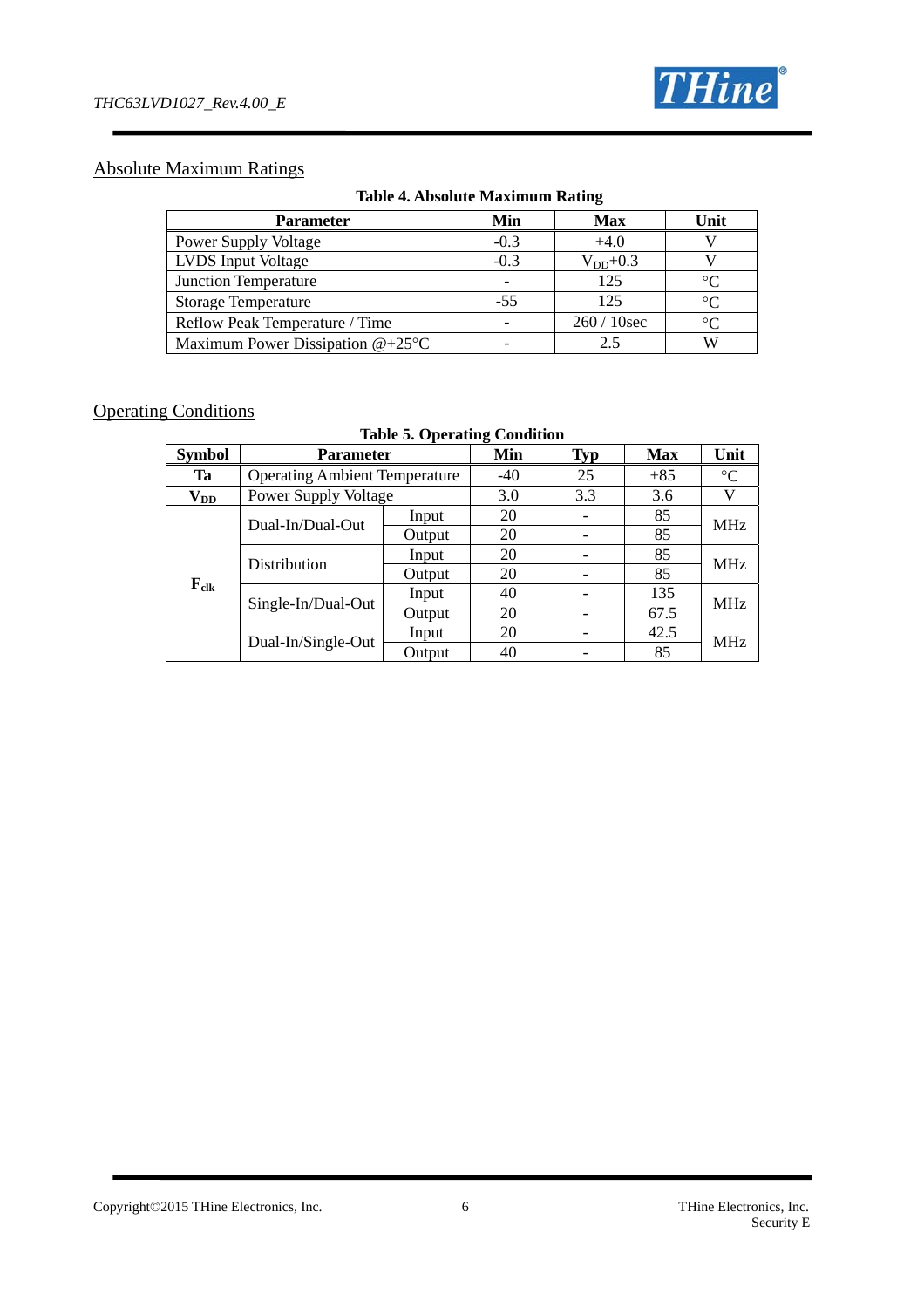## Absolute Maximum Ratings

**Table 4. Absolute Maximum Rating**

| Parameter | Min | Max | Unit |
|---|---|---|---|
| Power Supply Voltage | -0.3 | +4.0 | V |
| LVDS Input Voltage | -0.3 | $V_{DD}$+0.3 | V |
| Junction Temperature | - | 125 | °C |
| Storage Temperature | -55 | 125 | °C |
| Reflow Peak Temperature / Time | - | 260 / 10sec | °C |
| Maximum Power Dissipation @+25°C | - | 2.5 | W |

## Operating Conditions

**Table 5. Operating Condition**

| Symbol | Parameter | | Min | Typ | Max | Unit |
|---|---|---|---|---|---|---|
| **Ta** | Operating Ambient Temperature | | -40 | 25 | +85 | °C |
| $V_{DD}$ | Power Supply Voltage | | 3.0 | 3.3 | 3.6 | V |
| $F_{clk}$ | Dual-In/Dual-Out | Input | 20 | - | 85 | MHz |
| | | Output | 20 | - | 85 | |
| | Distribution | Input | 20 | - | 85 | MHz |
| | | Output | 20 | - | 85 | |
| | Single-In/Dual-Out | Input | 40 | - | 135 | MHz |
| | | Output | 20 | - | 67.5 | |
| | Dual-In/Single-Out | Input | 20 | - | 42.5 | MHz |
| | | Output | 40 | - | 85 | |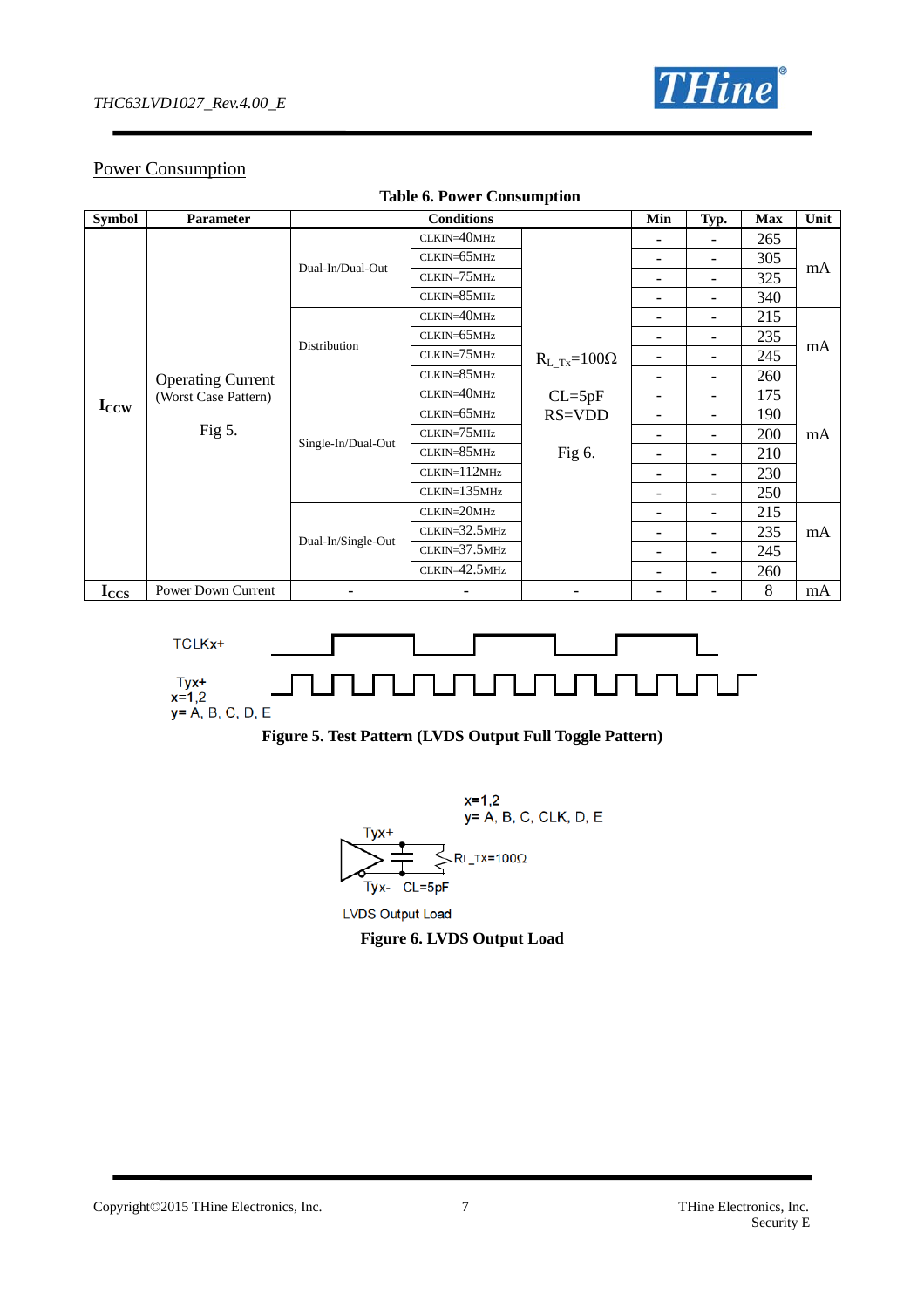## Power Consumption

**Table 6. Power Consumption**

| Symbol | Parameter | Conditions | | | Min | Typ. | Max | Unit |
|---|---|---|---|---|---|---|---|---|
| $I_{CCW}$ | Operating Current (Worst Case Pattern) Fig 5. | Dual-In/Dual-Out | CLKIN=40MHz | $R_{L\_TX}$=100Ω CL=5pF RS=VDD Fig 6. | - | - | 265 | mA |
| | | | CLKIN=65MHz | | - | - | 305 | |
| | | | CLKIN=75MHz | | - | - | 325 | |
| | | | CLKIN=85MHz | | - | - | 340 | |
| | | Distribution | CLKIN=40MHz | | - | - | 215 | mA |
| | | | CLKIN=65MHz | | - | - | 235 | |
| | | | CLKIN=75MHz | | - | - | 245 | |
| | | | CLKIN=85MHz | | - | - | 260 | |
| | | Single-In/Dual-Out | CLKIN=40MHz | | - | - | 175 | mA |
| | | | CLKIN=65MHz | | - | - | 190 | |
| | | | CLKIN=75MHz | | - | - | 200 | |
| | | | CLKIN=85MHz | | - | - | 210 | |
| | | | CLKIN=112MHz | | - | - | 230 | |
| | | | CLKIN=135MHz | | - | - | 250 | |
| | | Dual-In/Single-Out | CLKIN=20MHz | | - | - | 215 | mA |
| | | | CLKIN=32.5MHz | | - | - | 235 | |
| | | | CLKIN=37.5MHz | | - | - | 245 | |
| | | | CLKIN=42.5MHz | | - | - | 260 | |
| $I_{CCS}$ | Power Down Current | - | - | - | - | - | 8 | mA |

TCLKx+

Tyx+
x=1,2
y= A, B, C, D, E

**Figure 5. Test Pattern (LVDS Output Full Toggle Pattern)**

x=1,2
y= A, B, C, CLK, D, E

Tyx+ Tyx- CL=5pF $R_{L\_TX}$=100Ω

LVDS Output Load

**Figure 6. LVDS Output Load**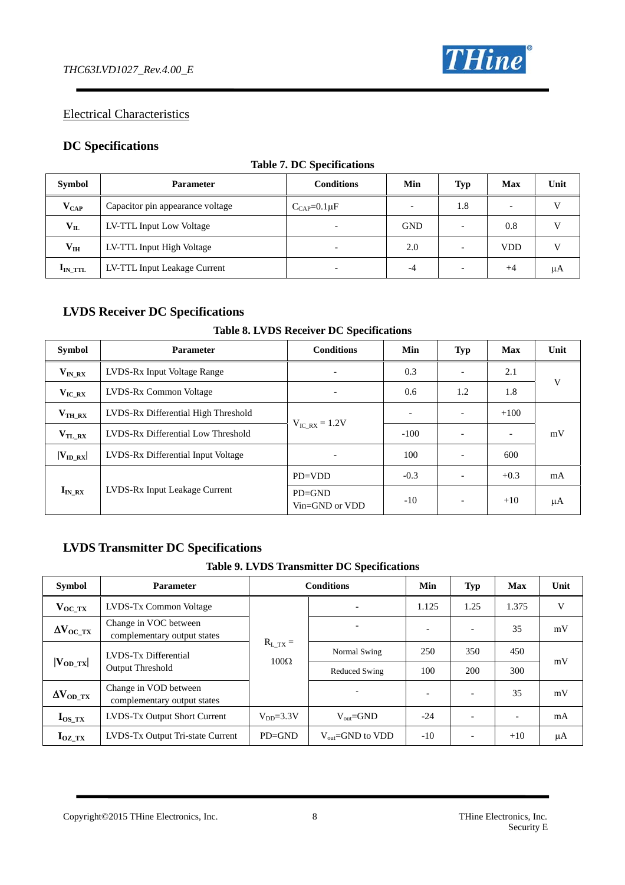## Electrical Characteristics

### DC Specifications

**Table 7. DC Specifications**

| Symbol | Parameter | Conditions | Min | Typ | Max | Unit |
|---|---|---|---|---|---|---|
| $V_{CAP}$ | Capacitor pin appearance voltage | $C_{CAP}$=0.1μF | - | 1.8 | - | V |
| $V_{IL}$ | LV-TTL Input Low Voltage | - | GND | - | 0.8 | V |
| $V_{IH}$ | LV-TTL Input High Voltage | - | 2.0 | - | VDD | V |
| $I_{IN\_TTL}$ | LV-TTL Input Leakage Current | - | -4 | - | +4 | μA |

### LVDS Receiver DC Specifications

**Table 8. LVDS Receiver DC Specifications**

| Symbol | Parameter | Conditions | Min | Typ | Max | Unit |
|---|---|---|---|---|---|---|
| $V_{IN\_RX}$ | LVDS-Rx Input Voltage Range | - | 0.3 | - | 2.1 | V |
| $V_{IC\_RX}$ | LVDS-Rx Common Voltage | - | 0.6 | 1.2 | 1.8 | V |
| $V_{TH\_RX}$ | LVDS-Rx Differential High Threshold | $V_{IC\_RX}$ = 1.2V | - | - | +100 | mV |
| $V_{TL\_RX}$ | LVDS-Rx Differential Low Threshold | $V_{IC\_RX}$ = 1.2V | -100 | - | - | mV |
| $\|V_{ID\_RX}\|$ | LVDS-Rx Differential Input Voltage | - | 100 | - | 600 | mV |
| $I_{IN\_RX}$ | LVDS-Rx Input Leakage Current | PD=VDD | -0.3 | - | +0.3 | mA |
| | | PD=GND Vin=GND or VDD | -10 | - | +10 | μA |

### LVDS Transmitter DC Specifications

**Table 9. LVDS Transmitter DC Specifications**

| Symbol | Parameter | Conditions | | Min | Typ | Max | Unit |
|---|---|---|---|---|---|---|---|
| $V_{OC\_TX}$ | LVDS-Tx Common Voltage | $R_{L\_TX}$ = 100Ω | - | 1.125 | 1.25 | 1.375 | V |
| $\Delta V_{OC\_TX}$ | Change in VOC between complementary output states | $R_{L\_TX}$ = 100Ω | - | - | - | 35 | mV |
| $\|V_{OD\_TX}\|$ | LVDS-Tx Differential Output Threshold | $R_{L\_TX}$ = 100Ω | Normal Swing | 250 | 350 | 450 | mV |
| | | | Reduced Swing | 100 | 200 | 300 | mV |
| $\Delta V_{OD\_TX}$ | Change in VOD between complementary output states | $R_{L\_TX}$ = 100Ω | - | - | - | 35 | mV |
| $I_{OS\_TX}$ | LVDS-Tx Output Short Current | $V_{DD}$=3.3V | $V_{out}$=GND | -24 | - | - | mA |
| $I_{OZ\_TX}$ | LVDS-Tx Output Tri-state Current | PD=GND | $V_{out}$=GND to VDD | -10 | - | +10 | μA |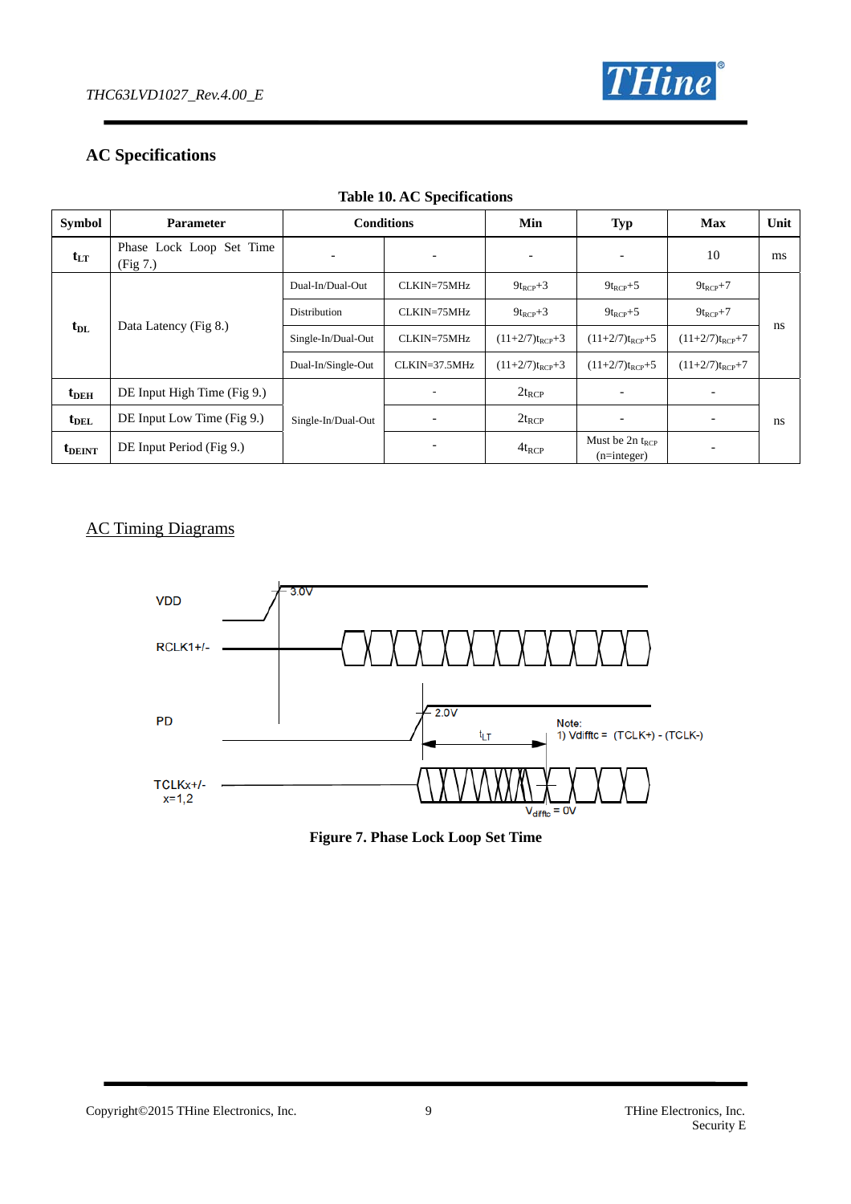## AC Specifications

**Table 10. AC Specifications**

| Symbol | Parameter | Conditions | | Min | Typ | Max | Unit |
|---|---|---|---|---|---|---|---|
| $t_{LT}$ | Phase Lock Loop Set Time (Fig 7.) | - | - | - | - | 10 | ms |
| $t_{DL}$ | Data Latency (Fig 8.) | Dual-In/Dual-Out | CLKIN=75MHz | $9t_{RCP}+3$ | $9t_{RCP}+5$ | $9t_{RCP}+7$ | ns |
| | | Distribution | CLKIN=75MHz | $9t_{RCP}+3$ | $9t_{RCP}+5$ | $9t_{RCP}+7$ | |
| | | Single-In/Dual-Out | CLKIN=75MHz | $(11+2/7)t_{RCP}+3$ | $(11+2/7)t_{RCP}+5$ | $(11+2/7)t_{RCP}+7$ | |
| | | Dual-In/Single-Out | CLKIN=37.5MHz | $(11+2/7)t_{RCP}+3$ | $(11+2/7)t_{RCP}+5$ | $(11+2/7)t_{RCP}+7$ | |
| $t_{DEH}$ | DE Input High Time (Fig 9.) | Single-In/Dual-Out | - | $2t_{RCP}$ | - | - | ns |
| $t_{DEL}$ | DE Input Low Time (Fig 9.) | | - | $2t_{RCP}$ | - | - | |
| $t_{DEINT}$ | DE Input Period (Fig 9.) | | - | $4t_{RCP}$ | Must be $2n$ $t_{RCP}$ (n=integer) | - | |

## AC Timing Diagrams

Note:
1) Vdifftc = (TCLK+) - (TCLK-)

**Figure 7. Phase Lock Loop Set Time**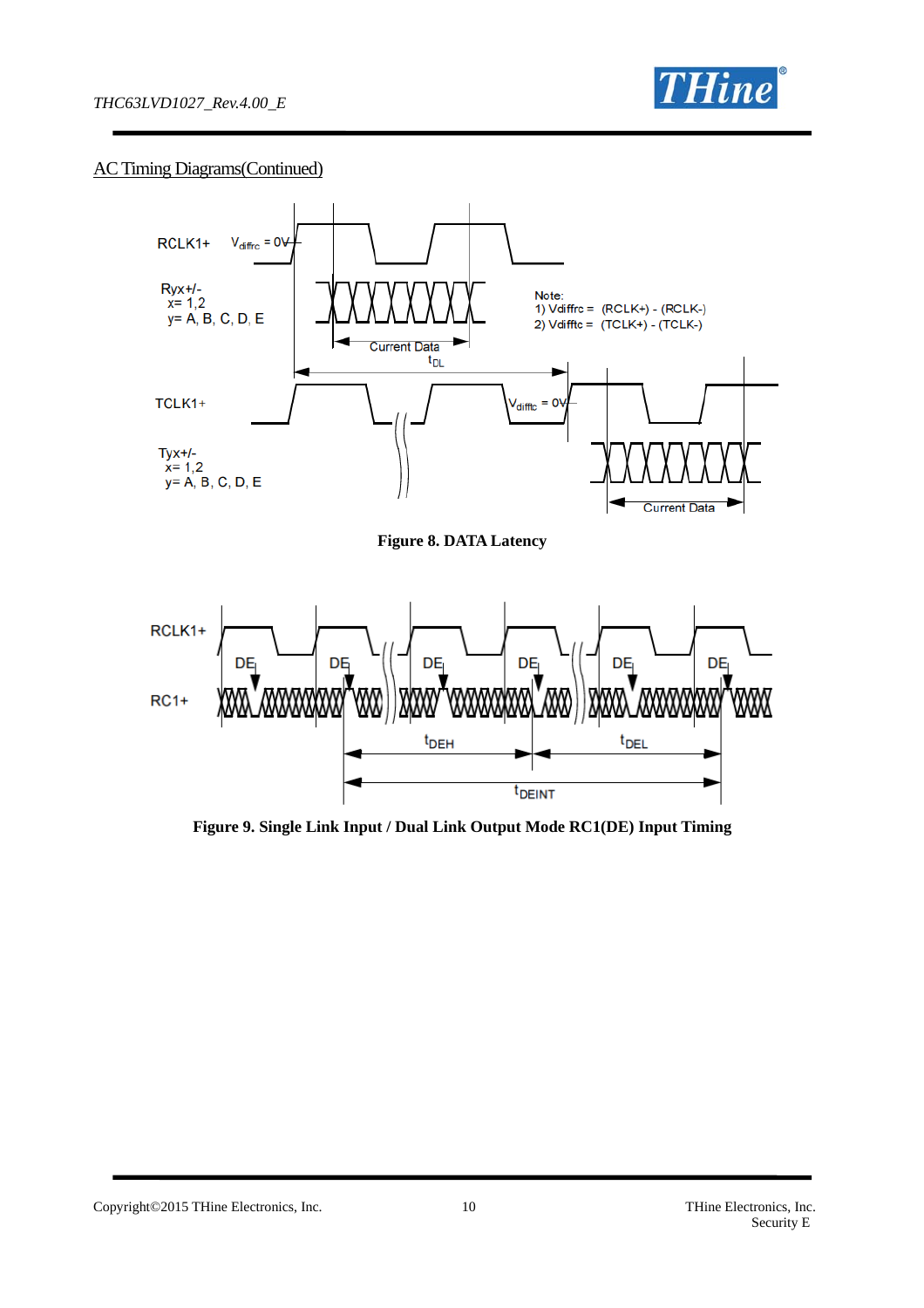## AC Timing Diagrams(Continued)

**Figure 8. DATA Latency**

**Figure 9. Single Link Input / Dual Link Output Mode RC1(DE) Input Timing**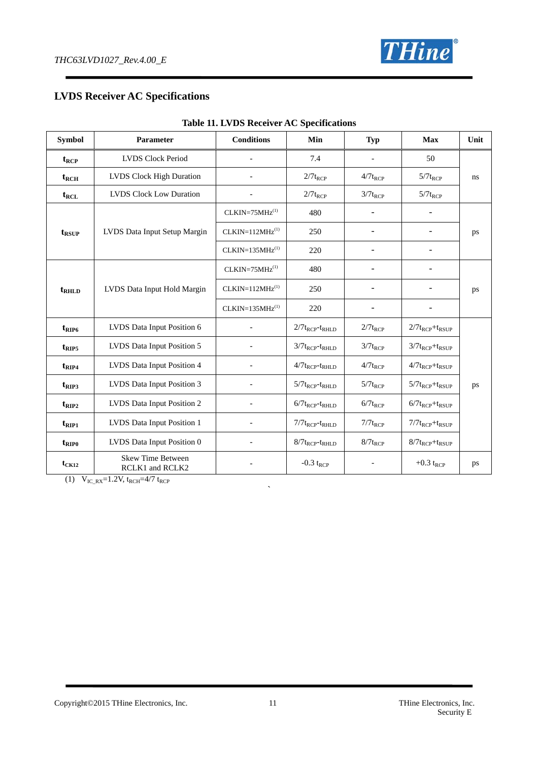## LVDS Receiver AC Specifications

**Table 11. LVDS Receiver AC Specifications**

| Symbol | Parameter | Conditions | Min | Typ | Max | Unit |
|---|---|---|---|---|---|---|
| $t_{RCP}$ | LVDS Clock Period | - | 7.4 | - | 50 | ns |
| $t_{RCH}$ | LVDS Clock High Duration | - | $2/7t_{RCP}$ | $4/7t_{RCP}$ | $5/7t_{RCP}$ | ns |
| $t_{RCL}$ | LVDS Clock Low Duration | - | $2/7t_{RCP}$ | $3/7t_{RCP}$ | $5/7t_{RCP}$ | ns |
| $t_{RSUP}$ | LVDS Data Input Setup Margin | CLKIN=75MHz(1) | 480 | - | - | ps |
| | | CLKIN=112MHz(1) | 250 | - | - | |
| | | CLKIN=135MHz(1) | 220 | - | - | |
| $t_{RHLD}$ | LVDS Data Input Hold Margin | CLKIN=75MHz(1) | 480 | - | - | ps |
| | | CLKIN=112MHz(1) | 250 | - | - | |
| | | CLKIN=135MHz(1) | 220 | - | - | |
| $t_{RIP6}$ | LVDS Data Input Position 6 | - | $2/7t_{RCP}-t_{RHLD}$ | $2/7t_{RCP}$ | $2/7t_{RCP}+t_{RSUP}$ | ps |
| $t_{RIP5}$ | LVDS Data Input Position 5 | - | $3/7t_{RCP}-t_{RHLD}$ | $3/7t_{RCP}$ | $3/7t_{RCP}+t_{RSUP}$ | ps |
| $t_{RIP4}$ | LVDS Data Input Position 4 | - | $4/7t_{RCP}-t_{RHLD}$ | $4/7t_{RCP}$ | $4/7t_{RCP}+t_{RSUP}$ | ps |
| $t_{RIP3}$ | LVDS Data Input Position 3 | - | $5/7t_{RCP}-t_{RHLD}$ | $5/7t_{RCP}$ | $5/7t_{RCP}+t_{RSUP}$ | ps |
| $t_{RIP2}$ | LVDS Data Input Position 2 | - | $6/7t_{RCP}-t_{RHLD}$ | $6/7t_{RCP}$ | $6/7t_{RCP}+t_{RSUP}$ | ps |
| $t_{RIP1}$ | LVDS Data Input Position 1 | - | $7/7t_{RCP}-t_{RHLD}$ | $7/7t_{RCP}$ | $7/7t_{RCP}+t_{RSUP}$ | ps |
| $t_{RIP0}$ | LVDS Data Input Position 0 | - | $8/7t_{RCP}-t_{RHLD}$ | $8/7t_{RCP}$ | $8/7t_{RCP}+t_{RSUP}$ | ps |
| $t_{CK12}$ | Skew Time Between RCLK1 and RCLK2 | - | $-0.3\ t_{RCP}$ | - | $+0.3\ t_{RCP}$ | ps |

(1) $V_{IC\_RX}$=1.2V, $t_{RCH}$=4/7 $t_{RCP}$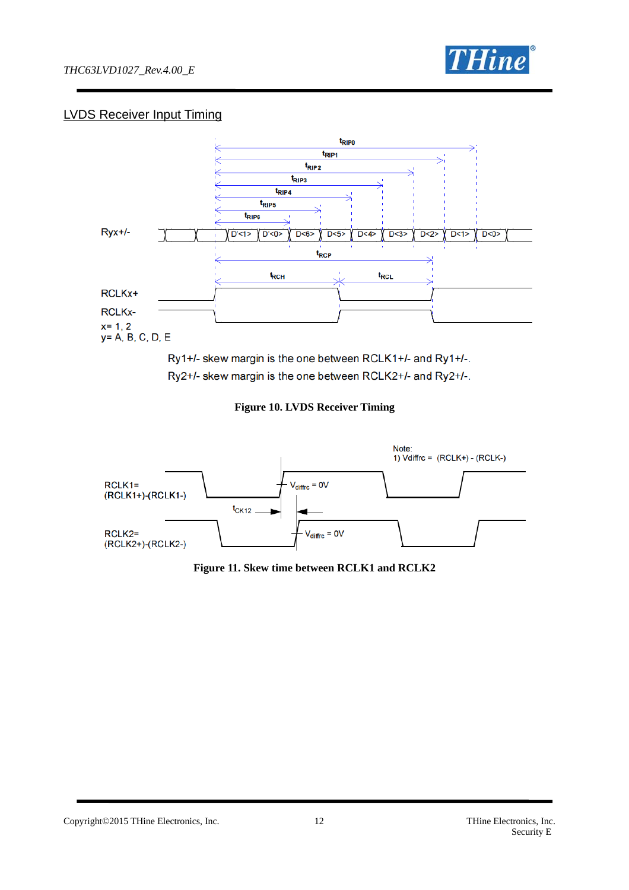## LVDS Receiver Input Timing

Ry1+/- skew margin is the one between RCLK1+/- and Ry1+/-.

Ry2+/- skew margin is the one between RCLK2+/- and Ry2+/-.

**Figure 10. LVDS Receiver Timing**

**Figure 11. Skew time between RCLK1 and RCLK2**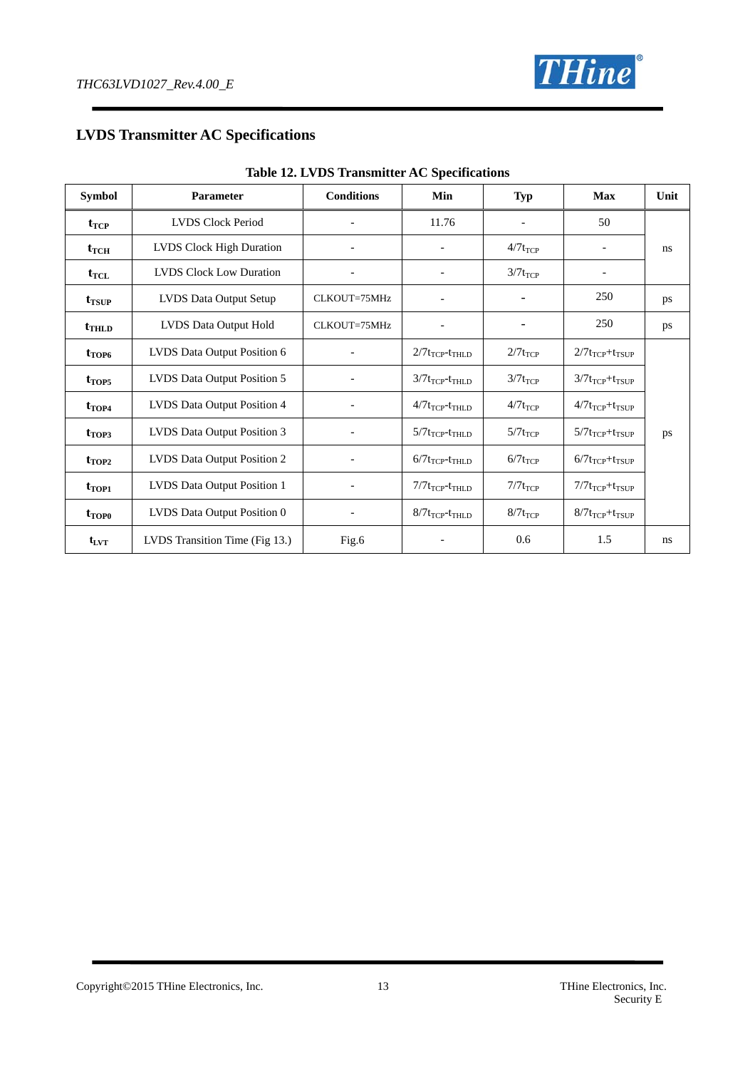## LVDS Transmitter AC Specifications

**Table 12. LVDS Transmitter AC Specifications**

| Symbol | Parameter | Conditions | Min | Typ | Max | Unit |
|---|---|---|---|---|---|---|
| $t_{TCP}$ | LVDS Clock Period | - | 11.76 | - | 50 | ns |
| $t_{TCH}$ | LVDS Clock High Duration | - | - | $4/7t_{TCP}$ | - | ns |
| $t_{TCL}$ | LVDS Clock Low Duration | - | - | $3/7t_{TCP}$ | - | ns |
| $t_{TSUP}$ | LVDS Data Output Setup | CLKOUT=75MHz | - | - | 250 | ps |
| $t_{THLD}$ | LVDS Data Output Hold | CLKOUT=75MHz | - | - | 250 | ps |
| $t_{TOP6}$ | LVDS Data Output Position 6 | - | $2/7t_{TCP}$-$t_{THLD}$ | $2/7t_{TCP}$ | $2/7t_{TCP}$+$t_{TSUP}$ | ps |
| $t_{TOP5}$ | LVDS Data Output Position 5 | - | $3/7t_{TCP}$-$t_{THLD}$ | $3/7t_{TCP}$ | $3/7t_{TCP}$+$t_{TSUP}$ | ps |
| $t_{TOP4}$ | LVDS Data Output Position 4 | - | $4/7t_{TCP}$-$t_{THLD}$ | $4/7t_{TCP}$ | $4/7t_{TCP}$+$t_{TSUP}$ | ps |
| $t_{TOP3}$ | LVDS Data Output Position 3 | - | $5/7t_{TCP}$-$t_{THLD}$ | $5/7t_{TCP}$ | $5/7t_{TCP}$+$t_{TSUP}$ | ps |
| $t_{TOP2}$ | LVDS Data Output Position 2 | - | $6/7t_{TCP}$-$t_{THLD}$ | $6/7t_{TCP}$ | $6/7t_{TCP}$+$t_{TSUP}$ | ps |
| $t_{TOP1}$ | LVDS Data Output Position 1 | - | $7/7t_{TCP}$-$t_{THLD}$ | $7/7t_{TCP}$ | $7/7t_{TCP}$+$t_{TSUP}$ | ps |
| $t_{TOP0}$ | LVDS Data Output Position 0 | - | $8/7t_{TCP}$-$t_{THLD}$ | $8/7t_{TCP}$ | $8/7t_{TCP}$+$t_{TSUP}$ | ps |
| $t_{LVT}$ | LVDS Transition Time (Fig 13.) | Fig.6 | - | 0.6 | 1.5 | ns |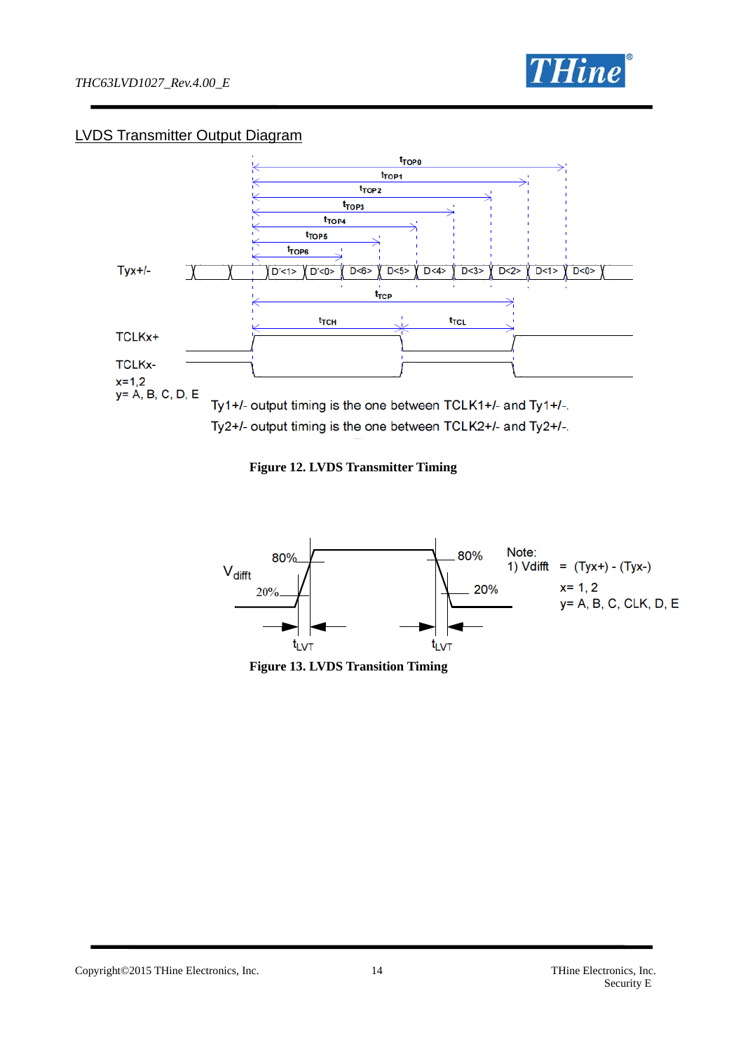## LVDS Transmitter Output Diagram

Ty1+/- output timing is the one between TCLK1+/- and Ty1+/-.

Ty2+/- output timing is the one between TCLK2+/- and Ty2+/-.

**Figure 12. LVDS Transmitter Timing**

Note:
1) Vdifft = (Tyx+) - (Tyx-)
x= 1, 2
y= A, B, C, CLK, D, E

**Figure 13. LVDS Transition Timing**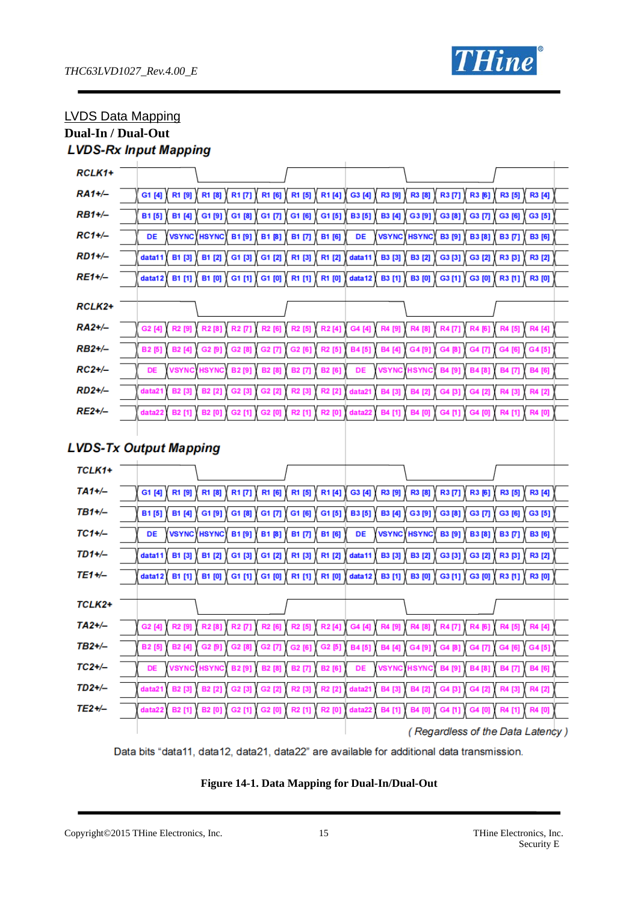LVDS Data Mapping

**Dual-In / Dual-Out**

### LVDS-Rx Input Mapping

| Signal | | | | | | | | | | | | | | |
|---|---|---|---|---|---|---|---|---|---|---|---|---|---|---|
| RA1+/– | G1 [4] | R1 [9] | R1 [8] | R1 [7] | R1 [6] | R1 [5] | R1 [4] | G3 [4] | R3 [9] | R3 [8] | R3 [7] | R3 [6] | R3 [5] | R3 [4] |
| RB1+/– | B1 [5] | B1 [4] | G1 [9] | G1 [8] | G1 [7] | G1 [6] | G1 [5] | B3 [5] | B3 [4] | G3 [9] | G3 [8] | G3 [7] | G3 [6] | G3 [5] |
| RC1+/– | DE | VSYNC | HSYNC | B1 [9] | B1 [8] | B1 [7] | B1 [6] | DE | VSYNC | HSYNC | B3 [9] | B3 [8] | B3 [7] | B3 [6] |
| RD1+/– | data11 | B1 [3] | B1 [2] | G1 [3] | G1 [2] | R1 [3] | R1 [2] | data11 | B3 [3] | B3 [2] | G3 [3] | G3 [2] | R3 [3] | R3 [2] |
| RE1+/– | data12 | B1 [1] | B1 [0] | G1 [1] | G1 [0] | R1 [1] | R1 [0] | data12 | B3 [1] | B3 [0] | G3 [1] | G3 [0] | R3 [1] | R3 [0] |
| RA2+/– | G2 [4] | R2 [9] | R2 [8] | R2 [7] | R2 [6] | R2 [5] | R2 [4] | G4 [4] | R4 [9] | R4 [8] | R4 [7] | R4 [6] | R4 [5] | R4 [4] |
| RB2+/– | B2 [5] | B2 [4] | G2 [9] | G2 [8] | G2 [7] | G2 [6] | R2 [5] | B4 [5] | B4 [4] | G4 [9] | G4 [8] | G4 [7] | G4 [6] | G4 [5] |
| RC2+/– | DE | VSYNC | HSYNC | B2 [9] | B2 [8] | B2 [7] | B2 [6] | DE | VSYNC | HSYNC | B4 [9] | B4 [8] | B4 [7] | B4 [6] |
| RD2+/– | data21 | B2 [3] | B2 [2] | G2 [3] | G2 [2] | R2 [3] | R2 [2] | data21 | B4 [3] | B4 [2] | G4 [3] | G4 [2] | R4 [3] | R4 [2] |
| RE2+/– | data22 | B2 [1] | B2 [0] | G2 [1] | G2 [0] | R2 [1] | R2 [0] | data22 | B4 [1] | B4 [0] | G4 [1] | G4 [0] | R4 [1] | R4 [0] |

(RCLK1+ and RCLK2+ clock waveforms shown above each group.)

### LVDS-Tx Output Mapping

| Signal | | | | | | | | | | | | | | |
|---|---|---|---|---|---|---|---|---|---|---|---|---|---|---|
| TA1+/– | G1 [4] | R1 [9] | R1 [8] | R1 [7] | R1 [6] | R1 [5] | R1 [4] | G3 [4] | R3 [9] | R3 [8] | R3 [7] | R3 [6] | R3 [5] | R3 [4] |
| TB1+/– | B1 [5] | B1 [4] | G1 [9] | G1 [8] | G1 [7] | G1 [6] | G1 [5] | B3 [5] | B3 [4] | G3 [9] | G3 [8] | G3 [7] | G3 [6] | G3 [5] |
| TC1+/– | DE | VSYNC | HSYNC | B1 [9] | B1 [8] | B1 [7] | B1 [6] | DE | VSYNC | HSYNC | B3 [9] | B3 [8] | B3 [7] | B3 [6] |
| TD1+/– | data11 | B1 [3] | B1 [2] | G1 [3] | G1 [2] | R1 [3] | R1 [2] | data11 | B3 [3] | B3 [2] | G3 [3] | G3 [2] | R3 [3] | R3 [2] |
| TE1+/– | data12 | B1 [1] | B1 [0] | G1 [1] | G1 [0] | R1 [1] | R1 [0] | data12 | B3 [1] | B3 [0] | G3 [1] | G3 [0] | R3 [1] | R3 [0] |
| TA2+/– | G2 [4] | R2 [9] | R2 [8] | R2 [7] | R2 [6] | R2 [5] | R2 [4] | G4 [4] | R4 [9] | R4 [8] | R4 [7] | R4 [6] | R4 [5] | R4 [4] |
| TB2+/– | B2 [5] | B2 [4] | G2 [9] | G2 [8] | G2 [7] | G2 [6] | G2 [5] | B4 [5] | B4 [4] | G4 [9] | G4 [8] | G4 [7] | G4 [6] | G4 [5] |
| TC2+/– | DE | VSYNC | HSYNC | B2 [9] | B2 [8] | B2 [7] | B2 [6] | DE | VSYNC | HSYNC | B4 [9] | B4 [8] | B4 [7] | B4 [6] |
| TD2+/– | data21 | B2 [3] | B2 [2] | G2 [3] | G2 [2] | R2 [3] | R2 [2] | data21 | B4 [3] | B4 [2] | G4 [3] | G4 [2] | R4 [3] | R4 [2] |
| TE2+/– | data22 | B2 [1] | B2 [0] | G2 [1] | G2 [0] | R2 [1] | R2 [0] | data22 | B4 [1] | B4 [0] | G4 [1] | G4 [0] | R4 [1] | R4 [0] |

(TCLK1+ and TCLK2+ clock waveforms shown above each group.)

*( Regardless of the Data Latency )*

Data bits "data11, data12, data21, data22" are available for additional data transmission.

**Figure 14-1. Data Mapping for Dual-In/Dual-Out**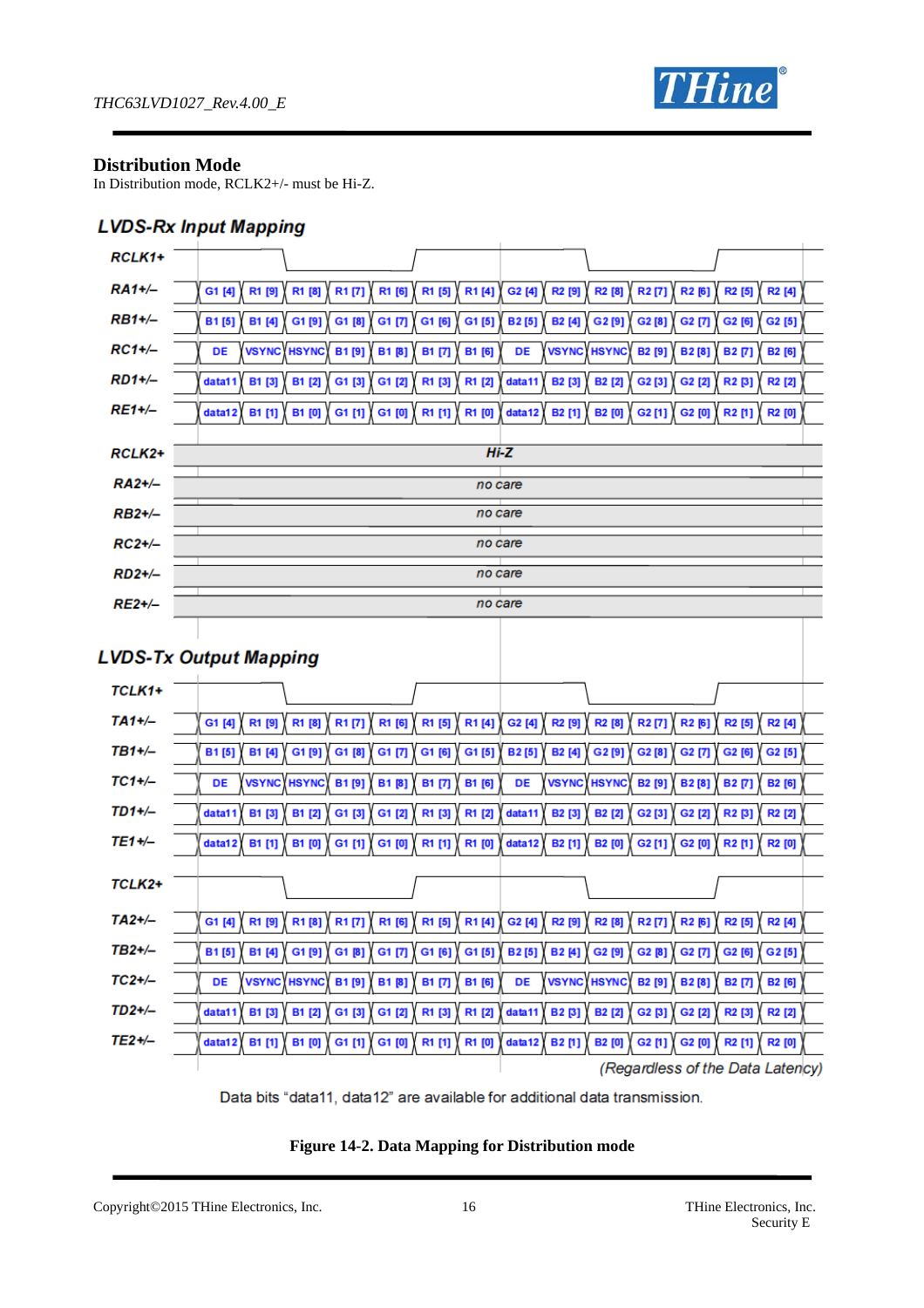## Distribution Mode

In Distribution mode, RCLK2+/- must be Hi-Z.

### LVDS-Rx Input Mapping

| Signal | | | | | | | | | | | | | | |
|---|---|---|---|---|---|---|---|---|---|---|---|---|---|---|
| RA1+/– | G1 [4] | R1 [9] | R1 [8] | R1 [7] | R1 [6] | R1 [5] | R1 [4] | G2 [4] | R2 [9] | R2 [8] | R2 [7] | R2 [6] | R2 [5] | R2 [4] |
| RB1+/– | B1 [5] | B1 [4] | G1 [9] | G1 [8] | G1 [7] | G1 [6] | G1 [5] | B2 [5] | B2 [4] | G2 [9] | G2 [8] | G2 [7] | G2 [6] | G2 [5] |
| RC1+/– | DE | VSYNC | HSYNC | B1 [9] | B1 [8] | B1 [7] | B1 [6] | DE | VSYNC | HSYNC | B2 [9] | B2 [8] | B2 [7] | B2 [6] |
| RD1+/– | data11 | B1 [3] | B1 [2] | G1 [3] | G1 [2] | R1 [3] | R1 [2] | data11 | B2 [3] | B2 [2] | G2 [3] | G2 [2] | R2 [3] | R2 [2] |
| RE1+/– | data12 | B1 [1] | B1 [0] | G1 [1] | G1 [0] | R1 [1] | R1 [0] | data12 | B2 [1] | B2 [0] | G2 [1] | G2 [0] | R2 [1] | R2 [0] |
| RCLK2+ | Hi-Z | | | | | | | | | | | | | |
| RA2+/– | no care | | | | | | | | | | | | | |
| RB2+/– | no care | | | | | | | | | | | | | |
| RC2+/– | no care | | | | | | | | | | | | | |
| RD2+/– | no care | | | | | | | | | | | | | |
| RE2+/– | no care | | | | | | | | | | | | | |

### LVDS-Tx Output Mapping

| Signal | | | | | | | | | | | | | | |
|---|---|---|---|---|---|---|---|---|---|---|---|---|---|---|
| TA1+/– | G1 [4] | R1 [9] | R1 [8] | R1 [7] | R1 [6] | R1 [5] | R1 [4] | G2 [4] | R2 [9] | R2 [8] | R2 [7] | R2 [6] | R2 [5] | R2 [4] |
| TB1+/– | B1 [5] | B1 [4] | G1 [9] | G1 [8] | G1 [7] | G1 [6] | G1 [5] | B2 [5] | B2 [4] | G2 [9] | G2 [8] | G2 [7] | G2 [6] | G2 [5] |
| TC1+/– | DE | VSYNC | HSYNC | B1 [9] | B1 [8] | B1 [7] | B1 [6] | DE | VSYNC | HSYNC | B2 [9] | B2 [8] | B2 [7] | B2 [6] |
| TD1+/– | data11 | B1 [3] | B1 [2] | G1 [3] | G1 [2] | R1 [3] | R1 [2] | data11 | B2 [3] | B2 [2] | G2 [3] | G2 [2] | R2 [3] | R2 [2] |
| TE1+/– | data12 | B1 [1] | B1 [0] | G1 [1] | G1 [0] | R1 [1] | R1 [0] | data12 | B2 [1] | B2 [0] | G2 [1] | G2 [0] | R2 [1] | R2 [0] |
| TA2+/– | G1 [4] | R1 [9] | R1 [8] | R1 [7] | R1 [6] | R1 [5] | R1 [4] | G2 [4] | R2 [9] | R2 [8] | R2 [7] | R2 [6] | R2 [5] | R2 [4] |
| TB2+/– | B1 [5] | B1 [4] | G1 [9] | G1 [8] | G1 [7] | G1 [6] | G1 [5] | B2 [5] | B2 [4] | G2 [9] | G2 [8] | G2 [7] | G2 [6] | G2 [5] |
| TC2+/– | DE | VSYNC | HSYNC | B1 [9] | B1 [8] | B1 [7] | B1 [6] | DE | VSYNC | HSYNC | B2 [9] | B2 [8] | B2 [7] | B2 [6] |
| TD2+/– | data11 | B1 [3] | B1 [2] | G1 [3] | G1 [2] | R1 [3] | R1 [2] | data11 | B2 [3] | B2 [2] | G2 [3] | G2 [2] | R2 [3] | R2 [2] |
| TE2+/– | data12 | B1 [1] | B1 [0] | G1 [1] | G1 [0] | R1 [1] | R1 [0] | data12 | B2 [1] | B2 [0] | G2 [1] | G2 [0] | R2 [1] | R2 [0] |

(Regardless of the Data Latency)

Data bits "data11, data12" are available for additional data transmission.

**Figure 14-2. Data Mapping for Distribution mode**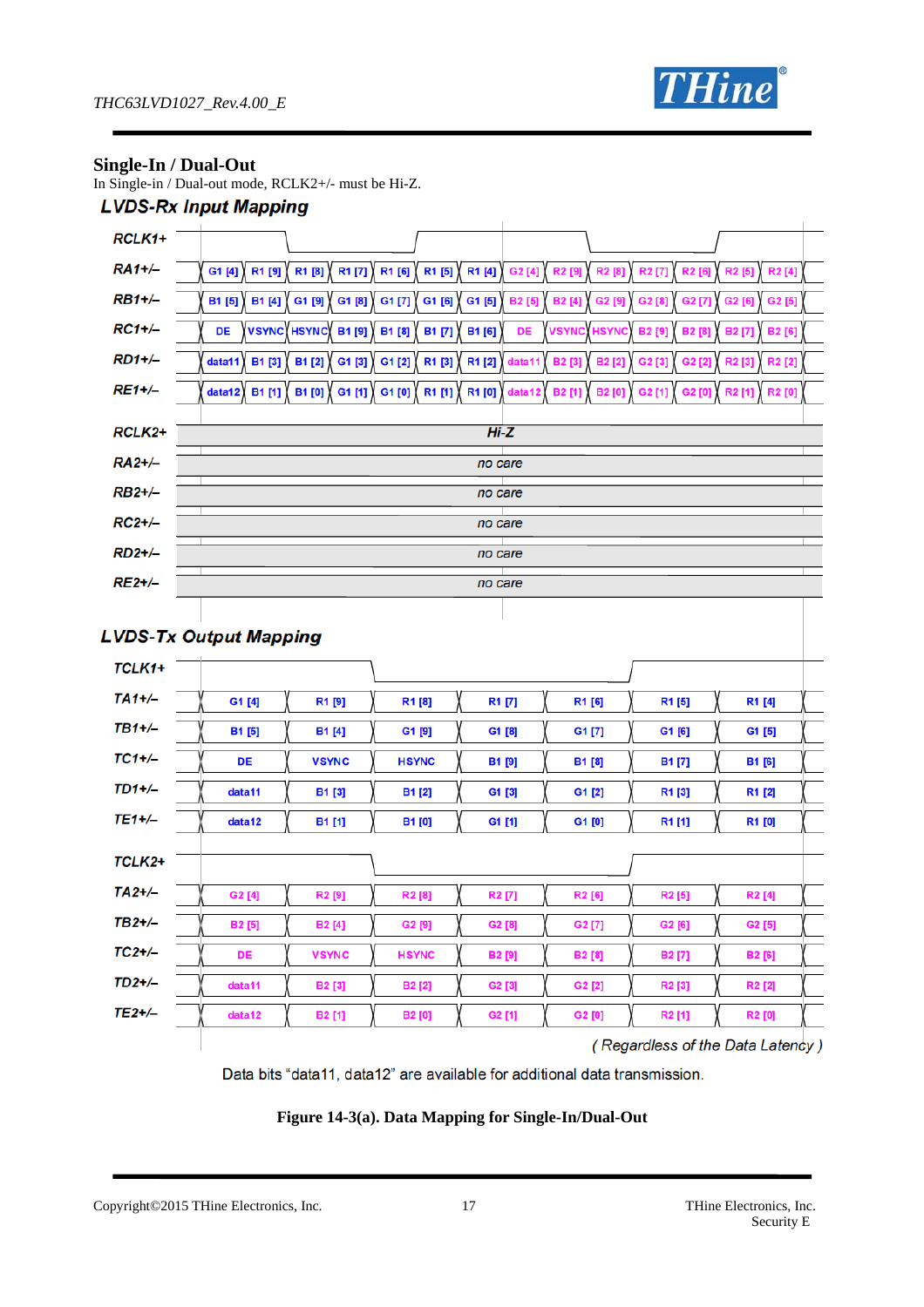## Single-In / Dual-Out

In Single-in / Dual-out mode, RCLK2+/- must be Hi-Z.

### LVDS-Rx Input Mapping

| Signal | | | | | | | | | | | | | | |
|---|---|---|---|---|---|---|---|---|---|---|---|---|---|---|
| RA1+/– | G1 [4] | R1 [9] | R1 [8] | R1 [7] | R1 [6] | R1 [5] | R1 [4] | G2 [4] | R2 [9] | R2 [8] | R2 [7] | R2 [6] | R2 [5] | R2 [4] |
| RB1+/– | B1 [5] | B1 [4] | G1 [9] | G1 [8] | G1 [7] | G1 [6] | G1 [5] | B2 [5] | B2 [4] | G2 [9] | G2 [8] | G2 [7] | G2 [6] | G2 [5] |
| RC1+/– | DE | VSYNC | HSYNC | B1 [9] | B1 [8] | B1 [7] | B1 [6] | DE | VSYNC | HSYNC | B2 [9] | B2 [8] | B2 [7] | B2 [6] |
| RD1+/– | data11 | B1 [3] | B1 [2] | G1 [3] | G1 [2] | R1 [3] | R1 [2] | data11 | B2 [3] | B2 [2] | G2 [3] | G2 [2] | R2 [3] | R2 [2] |
| RE1+/– | data12 | B1 [1] | B1 [0] | G1 [1] | G1 [0] | R1 [1] | R1 [0] | data12 | B2 [1] | B2 [0] | G2 [1] | G2 [0] | R2 [1] | R2 [0] |

| Signal | State |
|---|---|
| RCLK2+ | Hi-Z |
| RA2+/– | no care |
| RB2+/– | no care |
| RC2+/– | no care |
| RD2+/– | no care |
| RE2+/– | no care |

### LVDS-Tx Output Mapping

| Signal | | | | | | | |
|---|---|---|---|---|---|---|---|
| TA1+/– | G1 [4] | R1 [9] | R1 [8] | R1 [7] | R1 [6] | R1 [5] | R1 [4] |
| TB1+/– | B1 [5] | B1 [4] | G1 [9] | G1 [8] | G1 [7] | G1 [6] | G1 [5] |
| TC1+/– | DE | VSYNC | HSYNC | B1 [9] | B1 [8] | B1 [7] | B1 [6] |
| TD1+/– | data11 | B1 [3] | B1 [2] | G1 [3] | G1 [2] | R1 [3] | R1 [2] |
| TE1+/– | data12 | B1 [1] | B1 [0] | G1 [1] | G1 [0] | R1 [1] | R1 [0] |
| TA2+/– | G2 [4] | R2 [9] | R2 [8] | R2 [7] | R2 [6] | R2 [5] | R2 [4] |
| TB2+/– | B2 [5] | B2 [4] | G2 [9] | G2 [8] | G2 [7] | G2 [6] | G2 [5] |
| TC2+/– | DE | VSYNC | HSYNC | B2 [9] | B2 [8] | B2 [7] | B2 [6] |
| TD2+/– | data11 | B2 [3] | B2 [2] | G2 [3] | G2 [2] | R2 [3] | R2 [2] |
| TE2+/– | data12 | B2 [1] | B2 [0] | G2 [1] | G2 [0] | R2 [1] | R2 [0] |

( Regardless of the Data Latency )

Data bits "data11, data12" are available for additional data transmission.

**Figure 14-3(a). Data Mapping for Single-In/Dual-Out**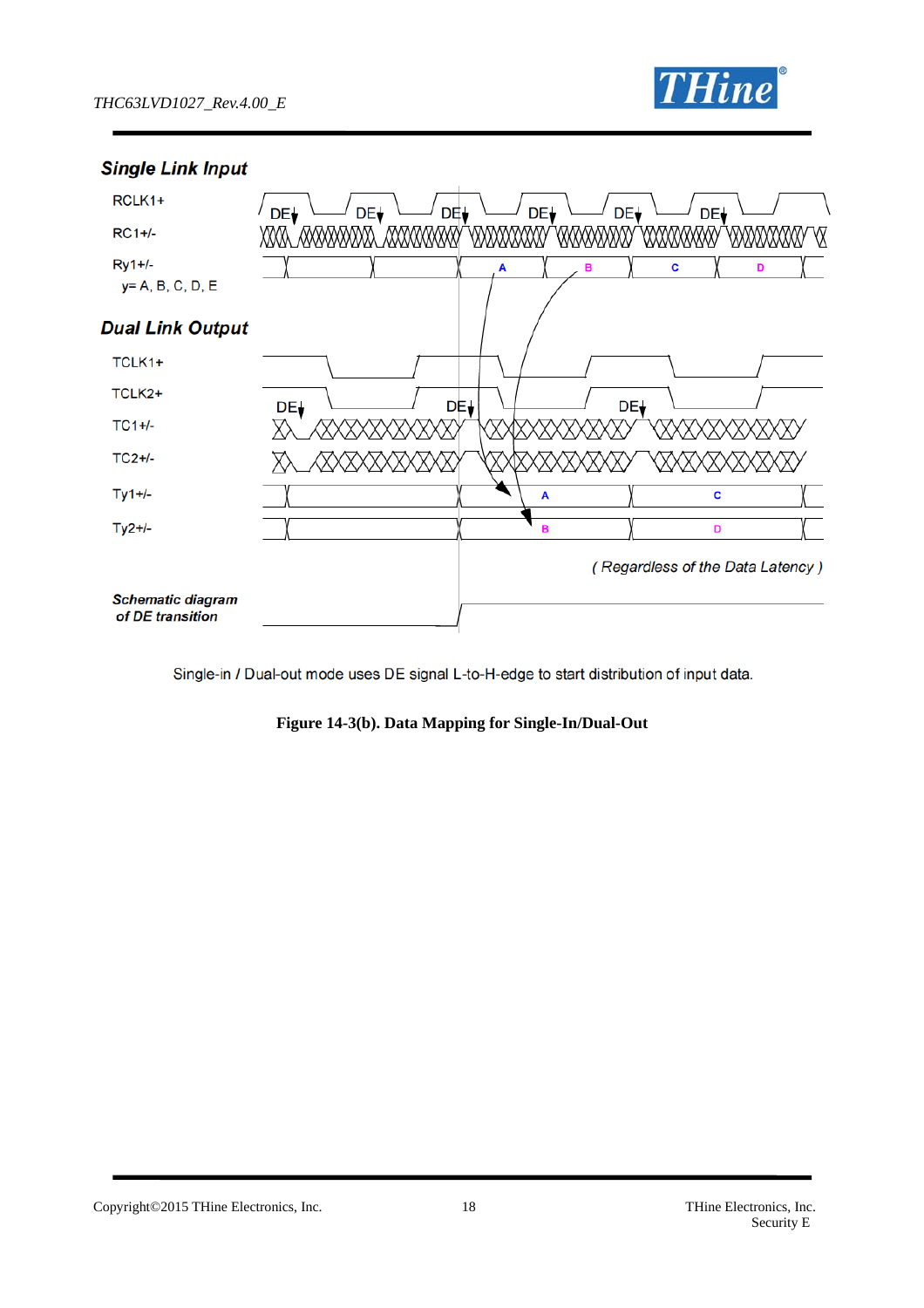### Single Link Input

RCLK1+

RC1+/-

Ry1+/-
y= A, B, C, D, E

### Dual Link Output

TCLK1+

TCLK2+

TC1+/-

TC2+/-

Ty1+/-

Ty2+/-

( Regardless of the Data Latency )

*Schematic diagram of DE transition*

Single-in / Dual-out mode uses DE signal L-to-H-edge to start distribution of input data.

**Figure 14-3(b). Data Mapping for Single-In/Dual-Out**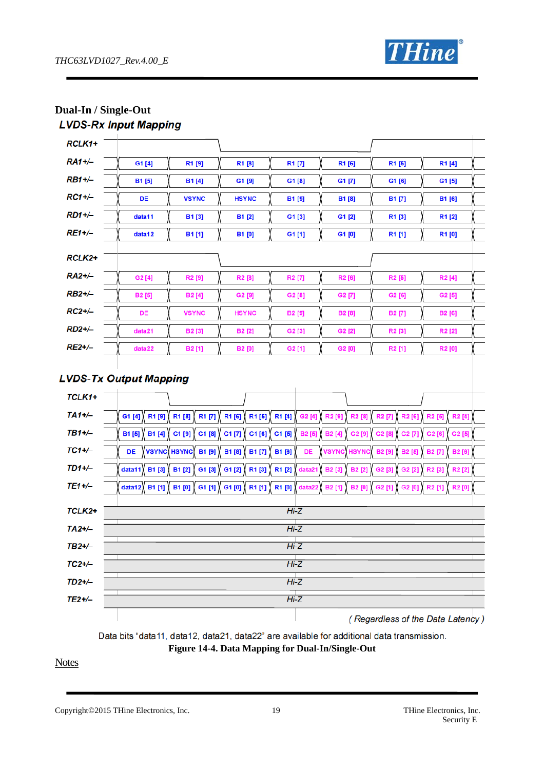## Dual-In / Single-Out

### LVDS-Rx Input Mapping

| Signal | | | | | | | |
|---|---|---|---|---|---|---|---|
| RA1+/– | G1 [4] | R1 [9] | R1 [8] | R1 [7] | R1 [6] | R1 [5] | R1 [4] |
| RB1+/– | B1 [5] | B1 [4] | G1 [9] | G1 [8] | G1 [7] | G1 [6] | G1 [5] |
| RC1+/– | DE | VSYNC | HSYNC | B1 [9] | B1 [8] | B1 [7] | B1 [6] |
| RD1+/– | data11 | B1 [3] | B1 [2] | G1 [3] | G1 [2] | R1 [3] | R1 [2] |
| RE1+/– | data12 | B1 [1] | B1 [0] | G1 [1] | G1 [0] | R1 [1] | R1 [0] |
| RA2+/– | G2 [4] | R2 [9] | R2 [8] | R2 [7] | R2 [6] | R2 [5] | R2 [4] |
| RB2+/– | B2 [5] | B2 [4] | G2 [9] | G2 [8] | G2 [7] | G2 [6] | G2 [5] |
| RC2+/– | DE | VSYNC | HSYNC | B2 [9] | B2 [8] | B2 [7] | B2 [6] |
| RD2+/– | data21 | B2 [3] | B2 [2] | G2 [3] | G2 [2] | R2 [3] | R2 [2] |
| RE2+/– | data22 | B2 [1] | B2 [0] | G2 [1] | G2 [0] | R2 [1] | R2 [0] |

(RCLK1+ and RCLK2+ clock waveforms shown above each group.)

### LVDS-Tx Output Mapping

| Signal | | | | | | | | | | | | | | |
|---|---|---|---|---|---|---|---|---|---|---|---|---|---|---|
| TA1+/– | G1 [4] | R1 [9] | R1 [8] | R1 [7] | R1 [6] | R1 [5] | R1 [4] | G2 [4] | R2 [9] | R2 [8] | R2 [7] | R2 [6] | R2 [5] | R2 [4] |
| TB1+/– | B1 [5] | B1 [4] | G1 [9] | G1 [8] | G1 [7] | G1 [6] | G1 [5] | B2 [5] | B2 [4] | G2 [9] | G2 [8] | G2 [7] | G2 [6] | G2 [5] |
| TC1+/– | DE | VSYNC | HSYNC | B1 [9] | B1 [8] | B1 [7] | B1 [6] | DE | VSYNC | HSYNC | B2 [9] | B2 [8] | B2 [7] | B2 [6] |
| TD1+/– | data11 | B1 [3] | B1 [2] | G1 [3] | G1 [2] | R1 [3] | R1 [2] | data21 | B2 [3] | B2 [2] | G2 [3] | G2 [2] | R2 [3] | R2 [2] |
| TE1+/– | data12 | B1 [1] | B1 [0] | G1 [1] | G1 [0] | R1 [1] | R1 [0] | data22 | B2 [1] | B2 [0] | G2 [1] | G2 [0] | R2 [1] | R2 [0] |
| TCLK2+ | Hi-Z | | | | | | | | | | | | | |
| TA2+/– | Hi-Z | | | | | | | | | | | | | |
| TB2+/– | Hi-Z | | | | | | | | | | | | | |
| TC2+/– | Hi-Z | | | | | | | | | | | | | |
| TD2+/– | Hi-Z | | | | | | | | | | | | | |
| TE2+/– | Hi-Z | | | | | | | | | | | | | |

(TCLK1+ clock waveform shown above the output group.)

*( Regardless of the Data Latency )*

Data bits "data11, data12, data21, data22" are available for additional data transmission.

**Figure 14-4. Data Mapping for Dual-In/Single-Out**

Notes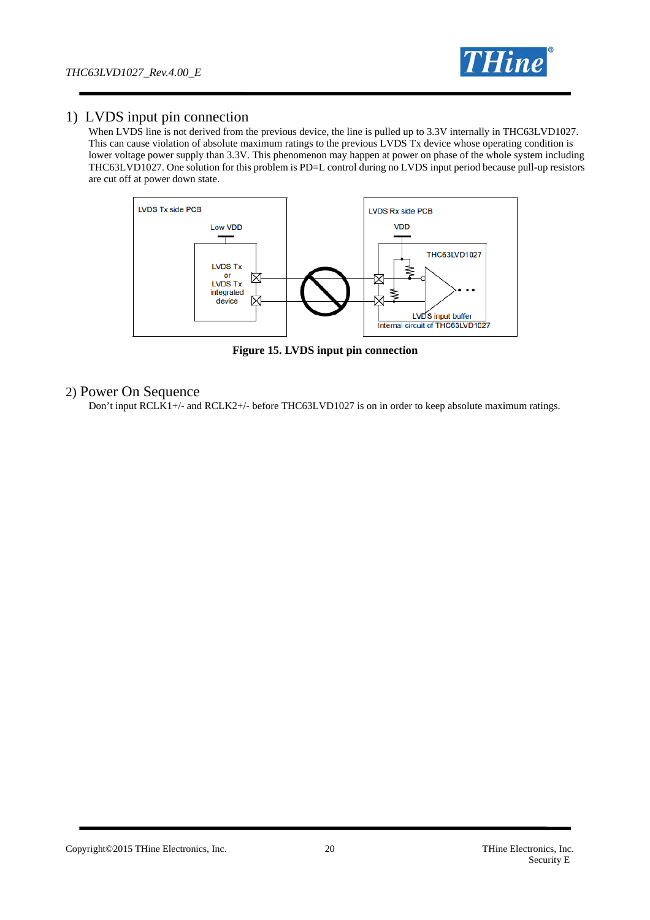## 1) LVDS input pin connection

When LVDS line is not derived from the previous device, the line is pulled up to 3.3V internally in THC63LVD1027. This can cause violation of absolute maximum ratings to the previous LVDS Tx device whose operating condition is lower voltage power supply than 3.3V. This phenomenon may happen at power on phase of the whole system including THC63LVD1027. One solution for this problem is PD=L control during no LVDS input period because pull-up resistors are cut off at power down state.

**Figure 15. LVDS input pin connection**

## 2) Power On Sequence

Don't input RCLK1+/- and RCLK2+/- before THC63LVD1027 is on in order to keep absolute maximum ratings.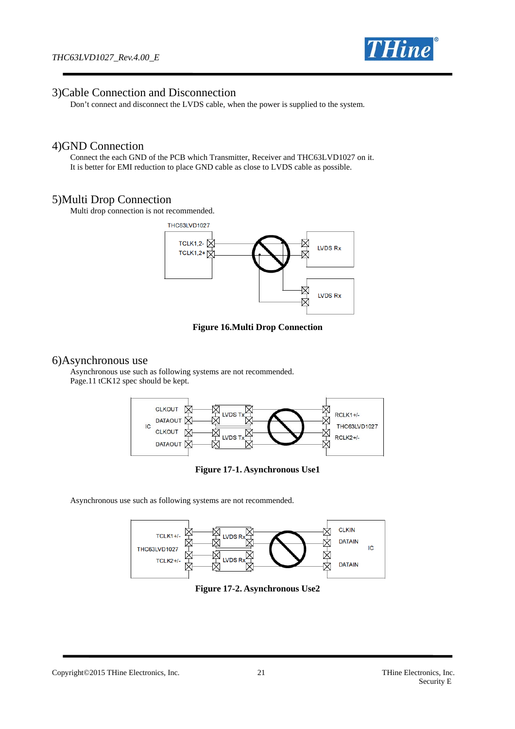## 3)Cable Connection and Disconnection

Don't connect and disconnect the LVDS cable, when the power is supplied to the system.

## 4)GND Connection

Connect the each GND of the PCB which Transmitter, Receiver and THC63LVD1027 on it.
It is better for EMI reduction to place GND cable as close to LVDS cable as possible.

## 5)Multi Drop Connection

Multi drop connection is not recommended.

THC63LVD1027

TCLK1,2-

TCLK1,2+

LVDS Rx

LVDS Rx

**Figure 16.Multi Drop Connection**

## 6)Asynchronous use

Asynchronous use such as following systems are not recommended.
Page.11 tCK12 spec should be kept.

IC

CLKOUT

DATAOUT

CLKOUT

DATAOUT

LVDS Tx

LVDS Tx

RCLK1+/-

THC63LVD1027

RCLK2+/-

**Figure 17-1. Asynchronous Use1**

Asynchronous use such as following systems are not recommended.

TCLK1+/-

THC63LVD1027

TCLK2+/-

LVDS Rx

LVDS Rx

CLKIN

DATAIN

IC

DATAIN

**Figure 17-2. Asynchronous Use2**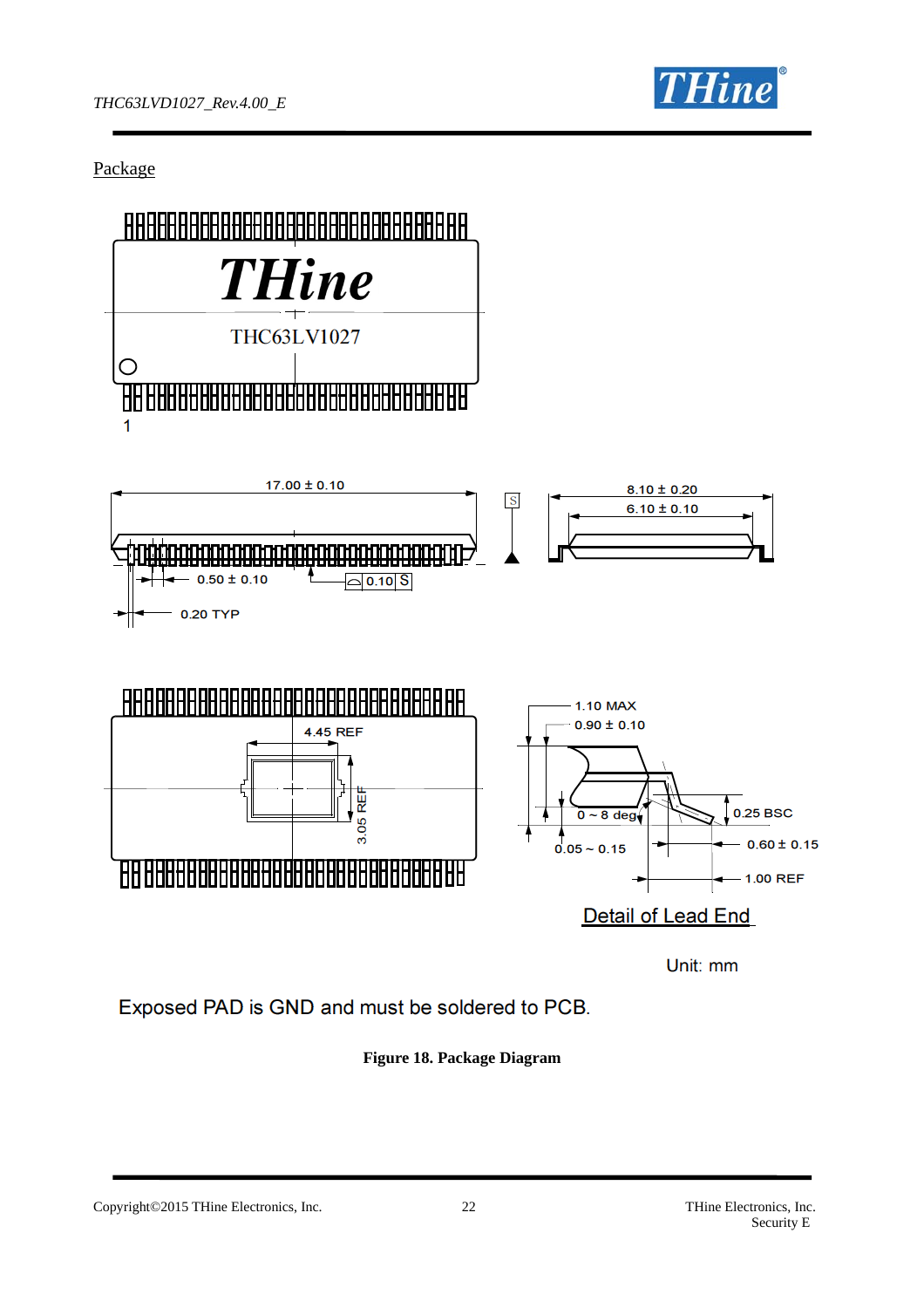Package

Exposed PAD is GND and must be soldered to PCB.

**Figure 18. Package Diagram**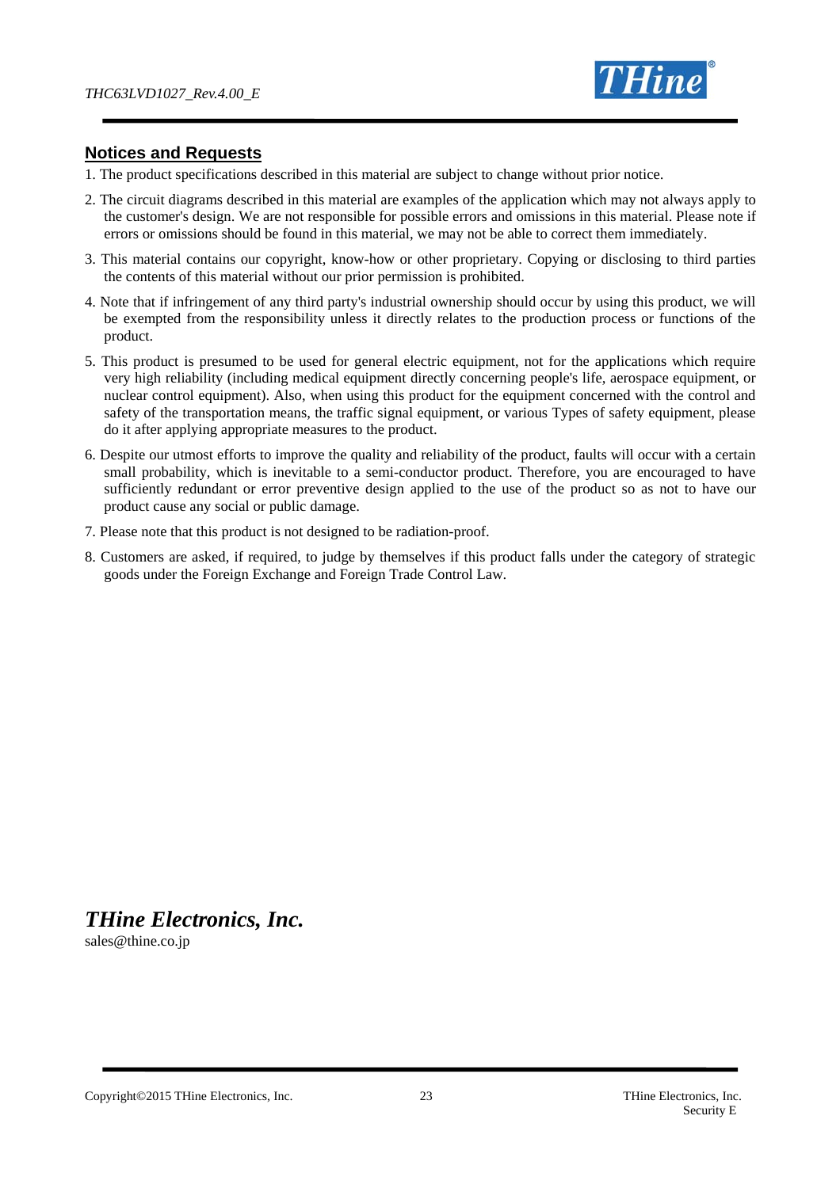## Notices and Requests

1. The product specifications described in this material are subject to change without prior notice.
2. The circuit diagrams described in this material are examples of the application which may not always apply to the customer's design. We are not responsible for possible errors and omissions in this material. Please note if errors or omissions should be found in this material, we may not be able to correct them immediately.
3. This material contains our copyright, know-how or other proprietary. Copying or disclosing to third parties the contents of this material without our prior permission is prohibited.
4. Note that if infringement of any third party's industrial ownership should occur by using this product, we will be exempted from the responsibility unless it directly relates to the production process or functions of the product.
5. This product is presumed to be used for general electric equipment, not for the applications which require very high reliability (including medical equipment directly concerning people's life, aerospace equipment, or nuclear control equipment). Also, when using this product for the equipment concerned with the control and safety of the transportation means, the traffic signal equipment, or various Types of safety equipment, please do it after applying appropriate measures to the product.
6. Despite our utmost efforts to improve the quality and reliability of the product, faults will occur with a certain small probability, which is inevitable to a semi-conductor product. Therefore, you are encouraged to have sufficiently redundant or error preventive design applied to the use of the product so as not to have our product cause any social or public damage.
7. Please note that this product is not designed to be radiation-proof.
8. Customers are asked, if required, to judge by themselves if this product falls under the category of strategic goods under the Foreign Exchange and Foreign Trade Control Law.

***THine Electronics, Inc.***
sales@thine.co.jp